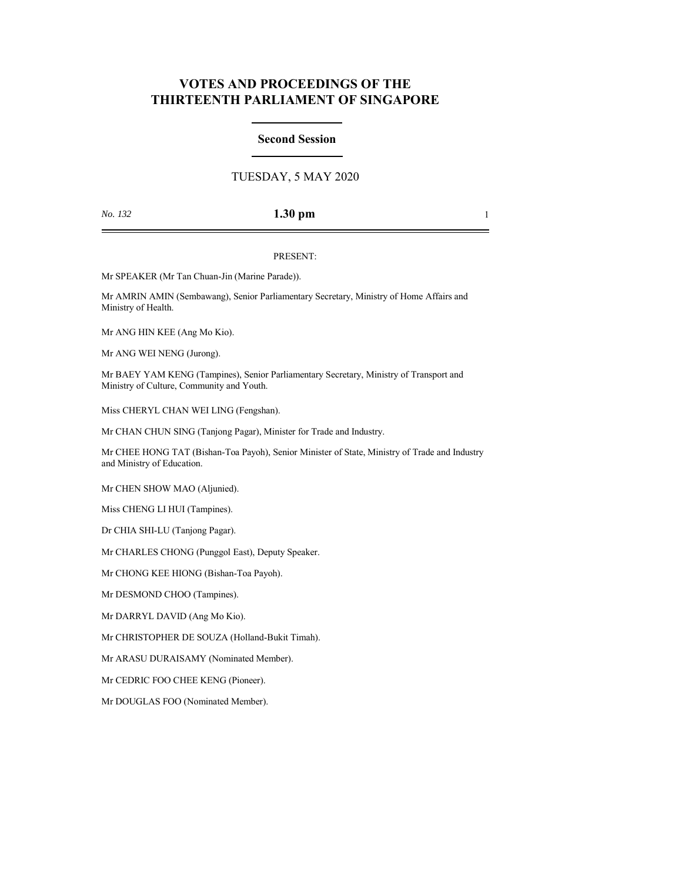# VOTES AND PROCEEDINGS OF THE THIRTEENTH PARLIAMENT OF SINGAPORE

## Second Session

TUESDAY, 5 MAY 2020

*No. 132* **1.30 pm**

PRESENT:

Mr SPEAKER (Mr Tan Chuan-Jin (Marine Parade)).

Mr AMRIN AMIN (Sembawang), Senior Parliamentary Secretary, Ministry of Home Affairs and Ministry of Health.

Mr ANG HIN KEE (Ang Mo Kio).

Mr ANG WEI NENG (Jurong).

Mr BAEY YAM KENG (Tampines), Senior Parliamentary Secretary, Ministry of Transport and Ministry of Culture, Community and Youth.

Miss CHERYL CHAN WEI LING (Fengshan).

Mr CHAN CHUN SING (Tanjong Pagar), Minister for Trade and Industry.

Mr CHEE HONG TAT (Bishan-Toa Payoh), Senior Minister of State, Ministry of Trade and Industry and Ministry of Education.

Mr CHEN SHOW MAO (Aljunied).

Miss CHENG LI HUI (Tampines).

Dr CHIA SHI-LU (Tanjong Pagar).

Mr CHARLES CHONG (Punggol East), Deputy Speaker.

Mr CHONG KEE HIONG (Bishan-Toa Payoh).

Mr DESMOND CHOO (Tampines).

Mr DARRYL DAVID (Ang Mo Kio).

Mr CHRISTOPHER DE SOUZA (Holland-Bukit Timah).

Mr ARASU DURAISAMY (Nominated Member).

Mr CEDRIC FOO CHEE KENG (Pioneer).

Mr DOUGLAS FOO (Nominated Member).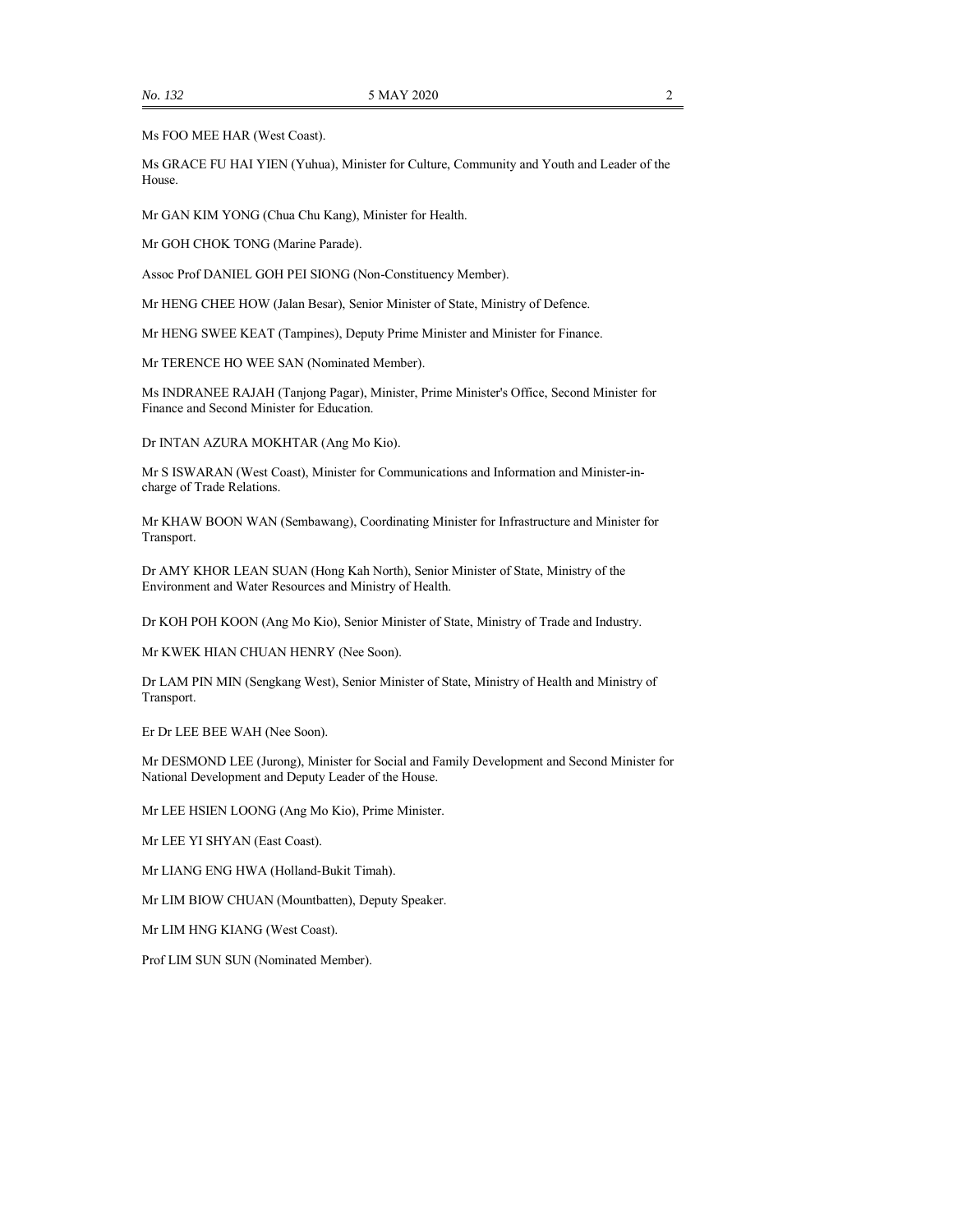Ms FOO MEE HAR (West Coast).

Ms GRACE FU HAI YIEN (Yuhua), Minister for Culture, Community and Youth and Leader of the House.

Mr GAN KIM YONG (Chua Chu Kang), Minister for Health.

Mr GOH CHOK TONG (Marine Parade).

Assoc Prof DANIEL GOH PEI SIONG (Non-Constituency Member).

Mr HENG CHEE HOW (Jalan Besar), Senior Minister of State, Ministry of Defence.

Mr HENG SWEE KEAT (Tampines), Deputy Prime Minister and Minister for Finance.

Mr TERENCE HO WEE SAN (Nominated Member).

Ms INDRANEE RAJAH (Tanjong Pagar), Minister, Prime Minister's Office, Second Minister for Finance and Second Minister for Education.

Dr INTAN AZURA MOKHTAR (Ang Mo Kio).

Mr S ISWARAN (West Coast), Minister for Communications and Information and Minister-in-charge of Trade Relations.

Mr KHAW BOON WAN (Sembawang), Coordinating Minister for Infrastructure and Minister for Transport.

Dr AMY KHOR LEAN SUAN (Hong Kah North), Senior Minister of State, Ministry of the Environment and Water Resources and Ministry of Health.

Dr KOH POH KOON (Ang Mo Kio), Senior Minister of State, Ministry of Trade and Industry.

Mr KWEK HIAN CHUAN HENRY (Nee Soon).

Dr LAM PIN MIN (Sengkang West), Senior Minister of State, Ministry of Health and Ministry of Transport.

Er Dr LEE BEE WAH (Nee Soon).

Mr DESMOND LEE (Jurong), Minister for Social and Family Development and Second Minister for National Development and Deputy Leader of the House.

Mr LEE HSIEN LOONG (Ang Mo Kio), Prime Minister.

Mr LEE YI SHYAN (East Coast).

Mr LIANG ENG HWA (Holland-Bukit Timah).

Mr LIM BIOW CHUAN (Mountbatten), Deputy Speaker.

Mr LIM HNG KIANG (West Coast).

Prof LIM SUN SUN (Nominated Member).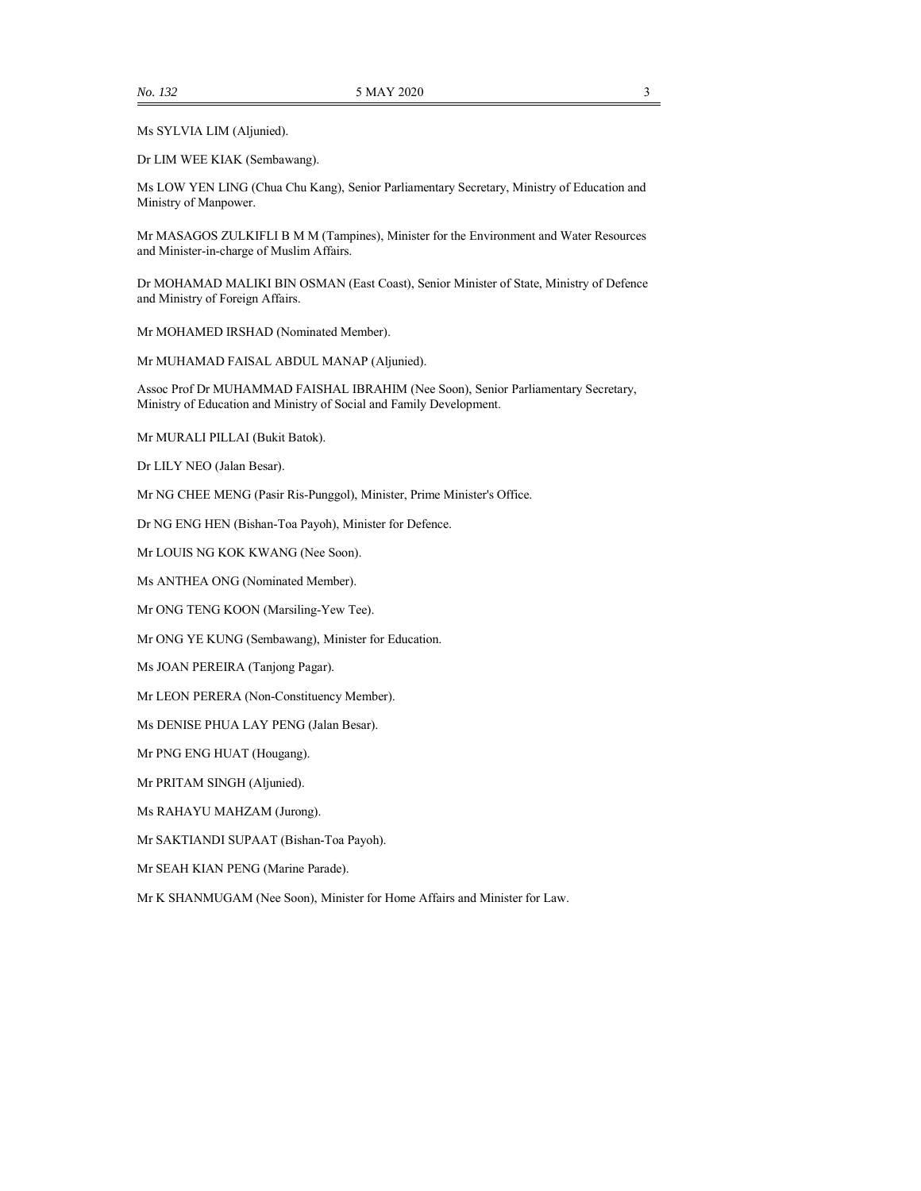Ms SYLVIA LIM (Aljunied).

Dr LIM WEE KIAK (Sembawang).

Ms LOW YEN LING (Chua Chu Kang), Senior Parliamentary Secretary, Ministry of Education and Ministry of Manpower.

Mr MASAGOS ZULKIFLI B M M (Tampines), Minister for the Environment and Water Resources and Minister-in-charge of Muslim Affairs.

Dr MOHAMAD MALIKI BIN OSMAN (East Coast), Senior Minister of State, Ministry of Defence and Ministry of Foreign Affairs.

Mr MOHAMED IRSHAD (Nominated Member).

Mr MUHAMAD FAISAL ABDUL MANAP (Aljunied).

Assoc Prof Dr MUHAMMAD FAISHAL IBRAHIM (Nee Soon), Senior Parliamentary Secretary, Ministry of Education and Ministry of Social and Family Development.

Mr MURALI PILLAI (Bukit Batok).

Dr LILY NEO (Jalan Besar).

Mr NG CHEE MENG (Pasir Ris-Punggol), Minister, Prime Minister's Office.

Dr NG ENG HEN (Bishan-Toa Payoh), Minister for Defence.

Mr LOUIS NG KOK KWANG (Nee Soon).

Ms ANTHEA ONG (Nominated Member).

Mr ONG TENG KOON (Marsiling-Yew Tee).

Mr ONG YE KUNG (Sembawang), Minister for Education.

Ms JOAN PEREIRA (Tanjong Pagar).

Mr LEON PERERA (Non-Constituency Member).

Ms DENISE PHUA LAY PENG (Jalan Besar).

Mr PNG ENG HUAT (Hougang).

Mr PRITAM SINGH (Aljunied).

Ms RAHAYU MAHZAM (Jurong).

Mr SAKTIANDI SUPAAT (Bishan-Toa Payoh).

Mr SEAH KIAN PENG (Marine Parade).

Mr K SHANMUGAM (Nee Soon), Minister for Home Affairs and Minister for Law.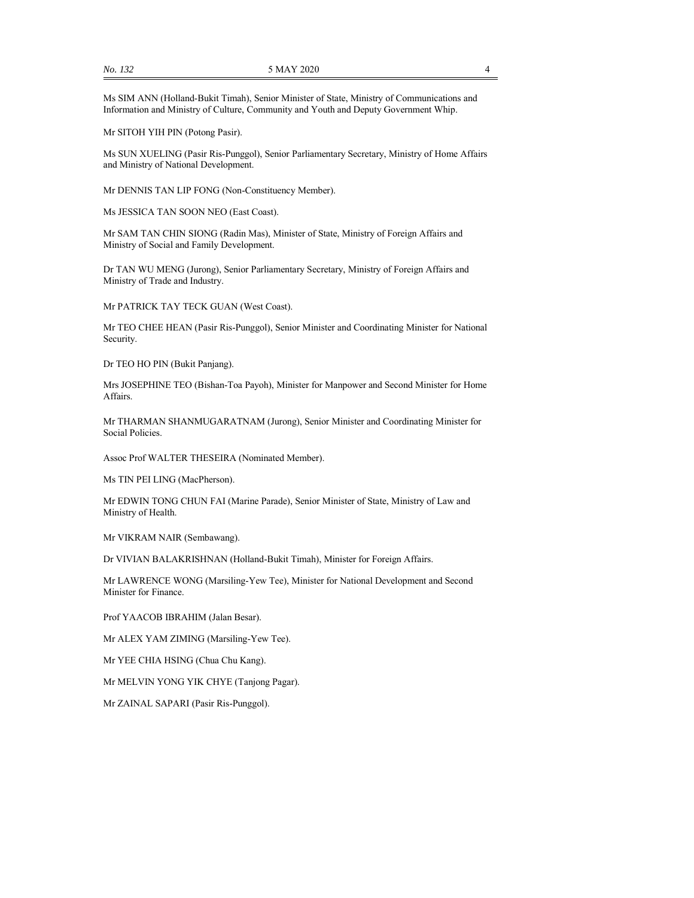Ms SIM ANN (Holland-Bukit Timah), Senior Minister of State, Ministry of Communications and Information and Ministry of Culture, Community and Youth and Deputy Government Whip.

Mr SITOH YIH PIN (Potong Pasir).

Ms SUN XUELING (Pasir Ris-Punggol), Senior Parliamentary Secretary, Ministry of Home Affairs and Ministry of National Development.

Mr DENNIS TAN LIP FONG (Non-Constituency Member).

Ms JESSICA TAN SOON NEO (East Coast).

Mr SAM TAN CHIN SIONG (Radin Mas), Minister of State, Ministry of Foreign Affairs and Ministry of Social and Family Development.

Dr TAN WU MENG (Jurong), Senior Parliamentary Secretary, Ministry of Foreign Affairs and Ministry of Trade and Industry.

Mr PATRICK TAY TECK GUAN (West Coast).

Mr TEO CHEE HEAN (Pasir Ris-Punggol), Senior Minister and Coordinating Minister for National Security.

Dr TEO HO PIN (Bukit Panjang).

Mrs JOSEPHINE TEO (Bishan-Toa Payoh), Minister for Manpower and Second Minister for Home Affairs.

Mr THARMAN SHANMUGARATNAM (Jurong), Senior Minister and Coordinating Minister for Social Policies.

Assoc Prof WALTER THESEIRA (Nominated Member).

Ms TIN PEI LING (MacPherson).

Mr EDWIN TONG CHUN FAI (Marine Parade), Senior Minister of State, Ministry of Law and Ministry of Health.

Mr VIKRAM NAIR (Sembawang).

Dr VIVIAN BALAKRISHNAN (Holland-Bukit Timah), Minister for Foreign Affairs.

Mr LAWRENCE WONG (Marsiling-Yew Tee), Minister for National Development and Second Minister for Finance.

Prof YAACOB IBRAHIM (Jalan Besar).

Mr ALEX YAM ZIMING (Marsiling-Yew Tee).

Mr YEE CHIA HSING (Chua Chu Kang).

Mr MELVIN YONG YIK CHYE (Tanjong Pagar).

Mr ZAINAL SAPARI (Pasir Ris-Punggol).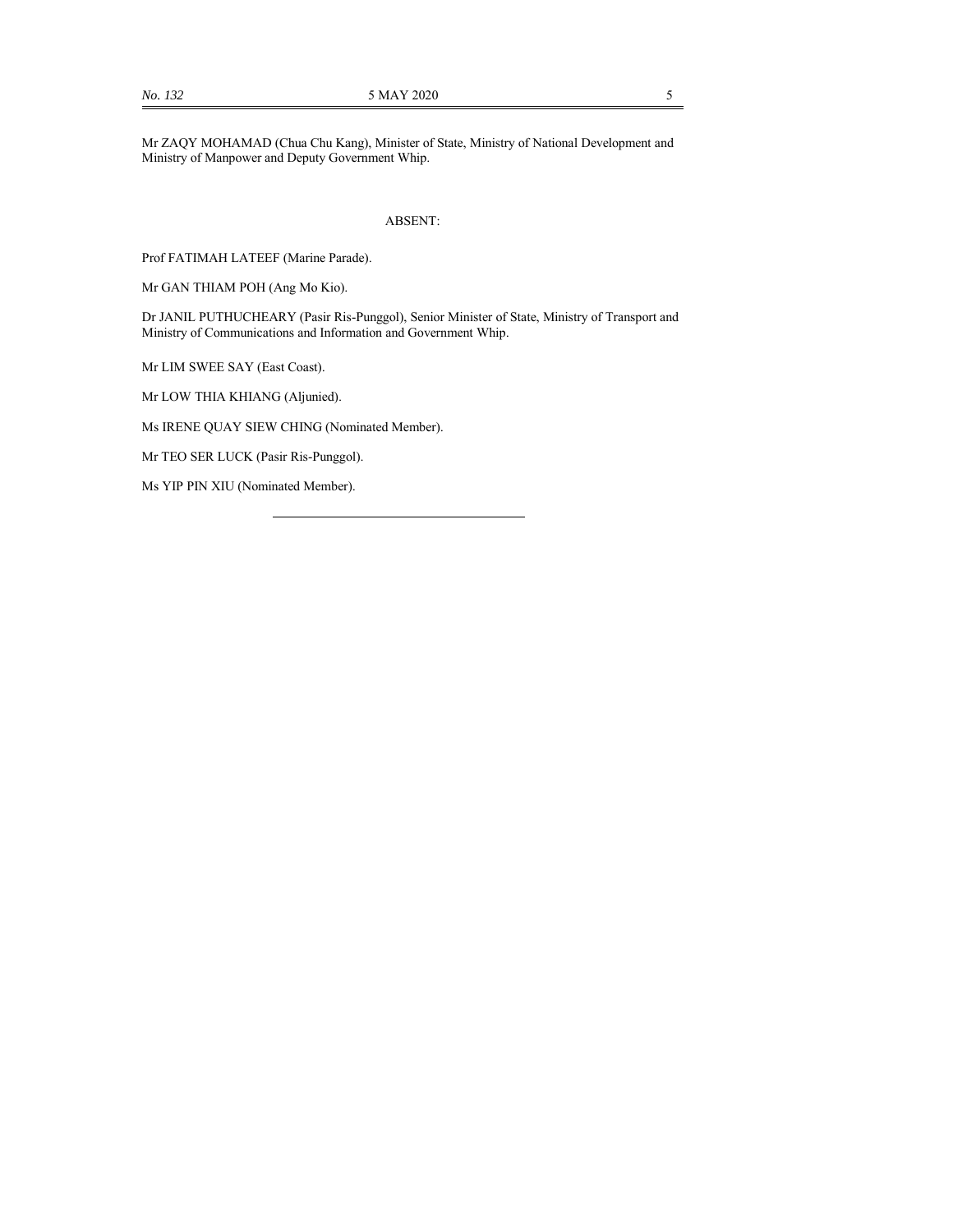Mr ZAQY MOHAMAD (Chua Chu Kang), Minister of State, Ministry of National Development and Ministry of Manpower and Deputy Government Whip.

## ABSENT:

Prof FATIMAH LATEEF (Marine Parade).

Mr GAN THIAM POH (Ang Mo Kio).

Dr JANIL PUTHUCHEARY (Pasir Ris-Punggol), Senior Minister of State, Ministry of Transport and Ministry of Communications and Information and Government Whip.

Mr LIM SWEE SAY (East Coast).

Mr LOW THIA KHIANG (Aljunied).

Ms IRENE QUAY SIEW CHING (Nominated Member).

Mr TEO SER LUCK (Pasir Ris-Punggol).

Ms YIP PIN XIU (Nominated Member).

---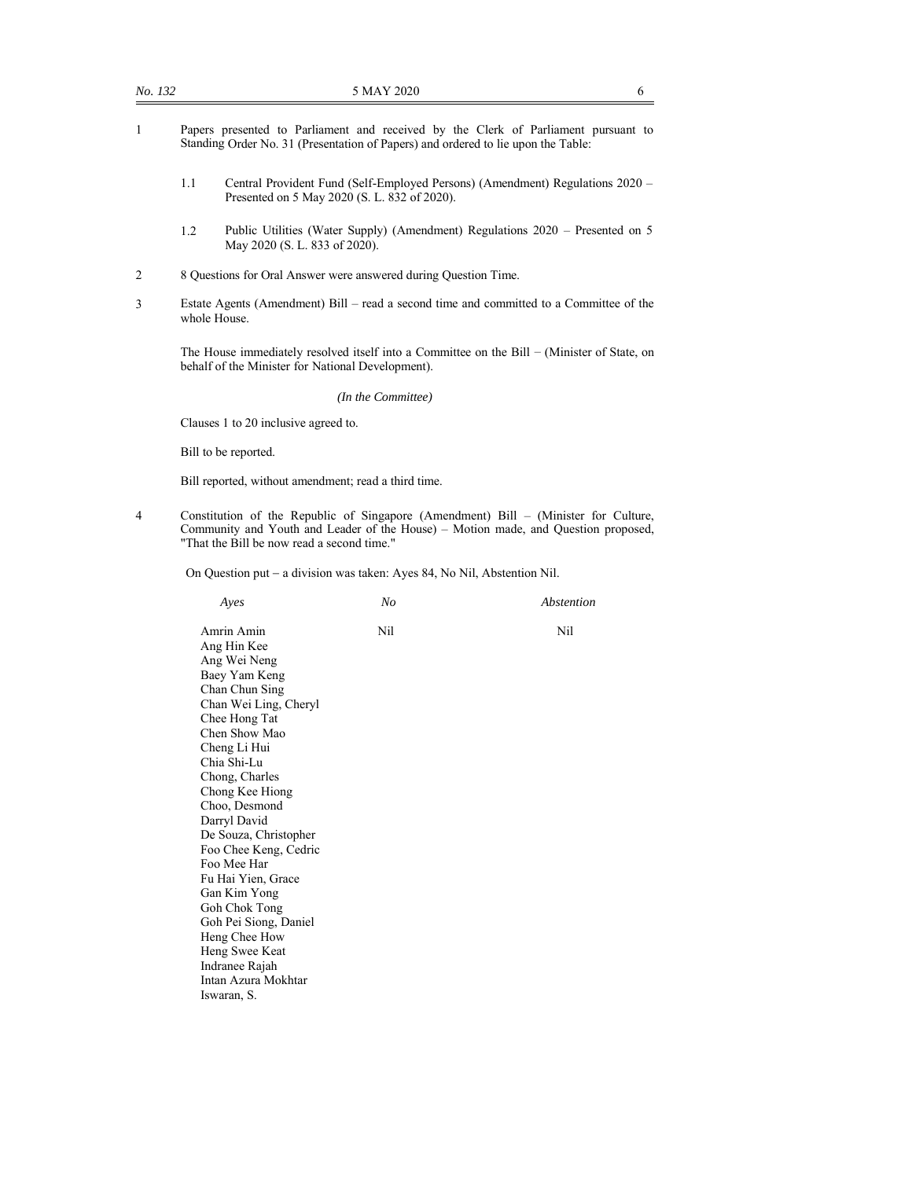1 Papers presented to Parliament and received by the Clerk of Parliament pursuant to Standing Order No. 31 (Presentation of Papers) and ordered to lie upon the Table:

1.1 Central Provident Fund (Self-Employed Persons) (Amendment) Regulations 2020 – Presented on 5 May 2020 (S. L. 832 of 2020).

1.2 Public Utilities (Water Supply) (Amendment) Regulations 2020 – Presented on 5 May 2020 (S. L. 833 of 2020).

2 8 Questions for Oral Answer were answered during Question Time.

3 Estate Agents (Amendment) Bill – read a second time and committed to a Committee of the whole House.

The House immediately resolved itself into a Committee on the Bill – (Minister of State, on behalf of the Minister for National Development).

*(In the Committee)*

Clauses 1 to 20 inclusive agreed to.

Bill to be reported.

Bill reported, without amendment; read a third time.

4 Constitution of the Republic of Singapore (Amendment) Bill – (Minister for Culture, Community and Youth and Leader of the House) – Motion made, and Question proposed, "That the Bill be now read a second time."

On Question put – a division was taken: Ayes 84, No Nil, Abstention Nil.

| *Ayes* | *No* | *Abstention* |
|---|---|---|
| Amrin Amin | Nil | Nil |
| Ang Hin Kee | | |
| Ang Wei Neng | | |
| Baey Yam Keng | | |
| Chan Chun Sing | | |
| Chan Wei Ling, Cheryl | | |
| Chee Hong Tat | | |
| Chen Show Mao | | |
| Cheng Li Hui | | |
| Chia Shi-Lu | | |
| Chong, Charles | | |
| Chong Kee Hiong | | |
| Choo, Desmond | | |
| Darryl David | | |
| De Souza, Christopher | | |
| Foo Chee Keng, Cedric | | |
| Foo Mee Har | | |
| Fu Hai Yien, Grace | | |
| Gan Kim Yong | | |
| Goh Chok Tong | | |
| Goh Pei Siong, Daniel | | |
| Heng Chee How | | |
| Heng Swee Keat | | |
| Indranee Rajah | | |
| Intan Azura Mokhtar | | |
| Iswaran, S. | | |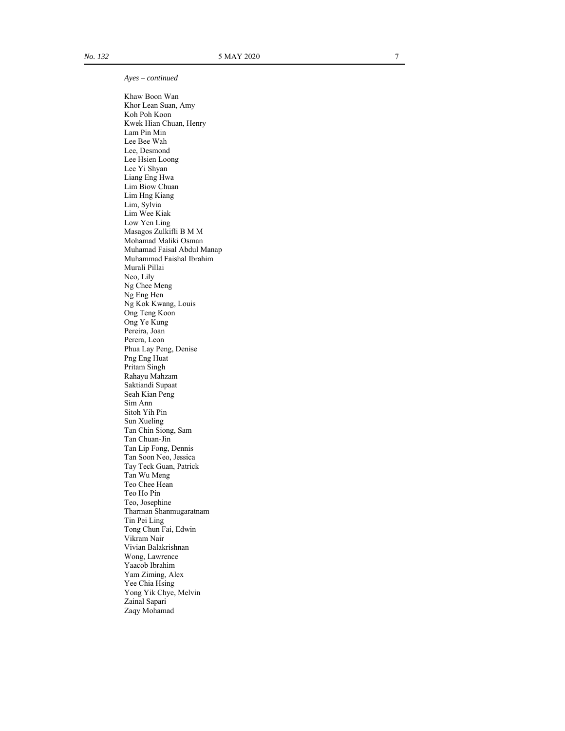*Ayes – continued*

Khaw Boon Wan
Khor Lean Suan, Amy
Koh Poh Koon
Kwek Hian Chuan, Henry
Lam Pin Min
Lee Bee Wah
Lee, Desmond
Lee Hsien Loong
Lee Yi Shyan
Liang Eng Hwa
Lim Biow Chuan
Lim Hng Kiang
Lim, Sylvia
Lim Wee Kiak
Low Yen Ling
Masagos Zulkifli B M M
Mohamad Maliki Osman
Muhamad Faisal Abdul Manap
Muhammad Faishal Ibrahim
Murali Pillai
Neo, Lily
Ng Chee Meng
Ng Eng Hen
Ng Kok Kwang, Louis
Ong Teng Koon
Ong Ye Kung
Pereira, Joan
Perera, Leon
Phua Lay Peng, Denise
Png Eng Huat
Pritam Singh
Rahayu Mahzam
Saktiandi Supaat
Seah Kian Peng
Sim Ann
Sitoh Yih Pin
Sun Xueling
Tan Chin Siong, Sam
Tan Chuan-Jin
Tan Lip Fong, Dennis
Tan Soon Neo, Jessica
Tay Teck Guan, Patrick
Tan Wu Meng
Teo Chee Hean
Teo Ho Pin
Teo, Josephine
Tharman Shanmugaratnam
Tin Pei Ling
Tong Chun Fai, Edwin
Vikram Nair
Vivian Balakrishnan
Wong, Lawrence
Yaacob Ibrahim
Yam Ziming, Alex
Yee Chia Hsing
Yong Yik Chye, Melvin
Zainal Sapari
Zaqy Mohamad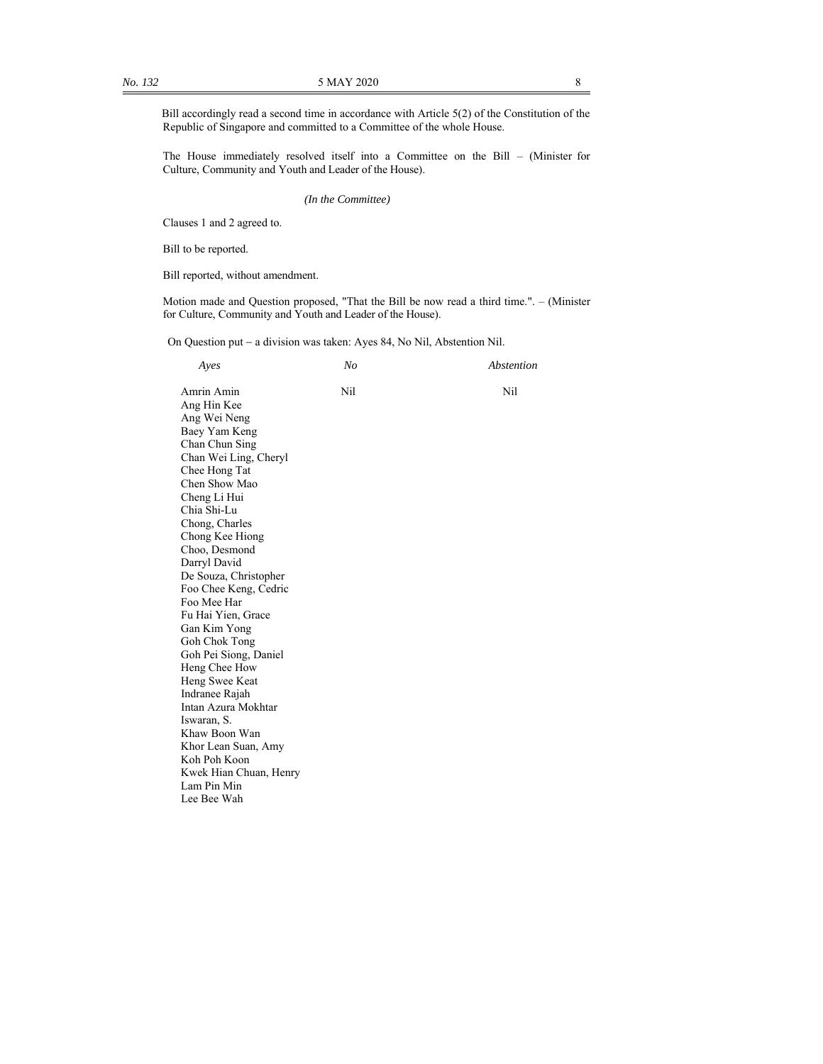Bill accordingly read a second time in accordance with Article 5(2) of the Constitution of the Republic of Singapore and committed to a Committee of the whole House.

The House immediately resolved itself into a Committee on the Bill – (Minister for Culture, Community and Youth and Leader of the House).

*(In the Committee)*

Clauses 1 and 2 agreed to.

Bill to be reported.

Bill reported, without amendment.

Motion made and Question proposed, "That the Bill be now read a third time.". – (Minister for Culture, Community and Youth and Leader of the House).

On Question put – a division was taken: Ayes 84, No Nil, Abstention Nil.

| *Ayes* | *No* | *Abstention* |
|---|---|---|
| Amrin Amin | Nil | Nil |
| Ang Hin Kee | | |
| Ang Wei Neng | | |
| Baey Yam Keng | | |
| Chan Chun Sing | | |
| Chan Wei Ling, Cheryl | | |
| Chee Hong Tat | | |
| Chen Show Mao | | |
| Cheng Li Hui | | |
| Chia Shi-Lu | | |
| Chong, Charles | | |
| Chong Kee Hiong | | |
| Choo, Desmond | | |
| Darryl David | | |
| De Souza, Christopher | | |
| Foo Chee Keng, Cedric | | |
| Foo Mee Har | | |
| Fu Hai Yien, Grace | | |
| Gan Kim Yong | | |
| Goh Chok Tong | | |
| Goh Pei Siong, Daniel | | |
| Heng Chee How | | |
| Heng Swee Keat | | |
| Indranee Rajah | | |
| Intan Azura Mokhtar | | |
| Iswaran, S. | | |
| Khaw Boon Wan | | |
| Khor Lean Suan, Amy | | |
| Koh Poh Koon | | |
| Kwek Hian Chuan, Henry | | |
| Lam Pin Min | | |
| Lee Bee Wah | | |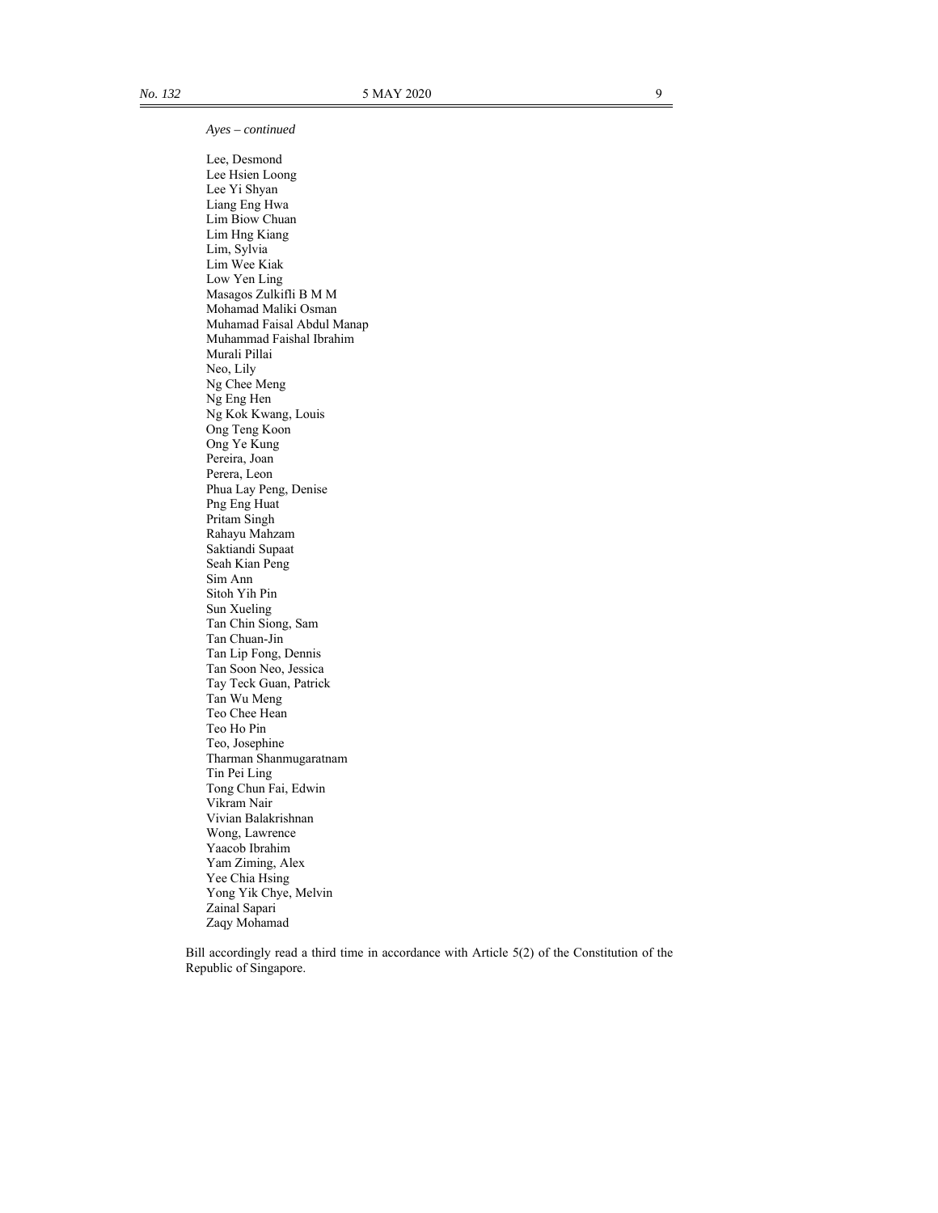*Ayes – continued*

Lee, Desmond
Lee Hsien Loong
Lee Yi Shyan
Liang Eng Hwa
Lim Biow Chuan
Lim Hng Kiang
Lim, Sylvia
Lim Wee Kiak
Low Yen Ling
Masagos Zulkifli B M M
Mohamad Maliki Osman
Muhamad Faisal Abdul Manap
Muhammad Faishal Ibrahim
Murali Pillai
Neo, Lily
Ng Chee Meng
Ng Eng Hen
Ng Kok Kwang, Louis
Ong Teng Koon
Ong Ye Kung
Pereira, Joan
Perera, Leon
Phua Lay Peng, Denise
Png Eng Huat
Pritam Singh
Rahayu Mahzam
Saktiandi Supaat
Seah Kian Peng
Sim Ann
Sitoh Yih Pin
Sun Xueling
Tan Chin Siong, Sam
Tan Chuan-Jin
Tan Lip Fong, Dennis
Tan Soon Neo, Jessica
Tay Teck Guan, Patrick
Tan Wu Meng
Teo Chee Hean
Teo Ho Pin
Teo, Josephine
Tharman Shanmugaratnam
Tin Pei Ling
Tong Chun Fai, Edwin
Vikram Nair
Vivian Balakrishnan
Wong, Lawrence
Yaacob Ibrahim
Yam Ziming, Alex
Yee Chia Hsing
Yong Yik Chye, Melvin
Zainal Sapari
Zaqy Mohamad

Bill accordingly read a third time in accordance with Article 5(2) of the Constitution of the Republic of Singapore.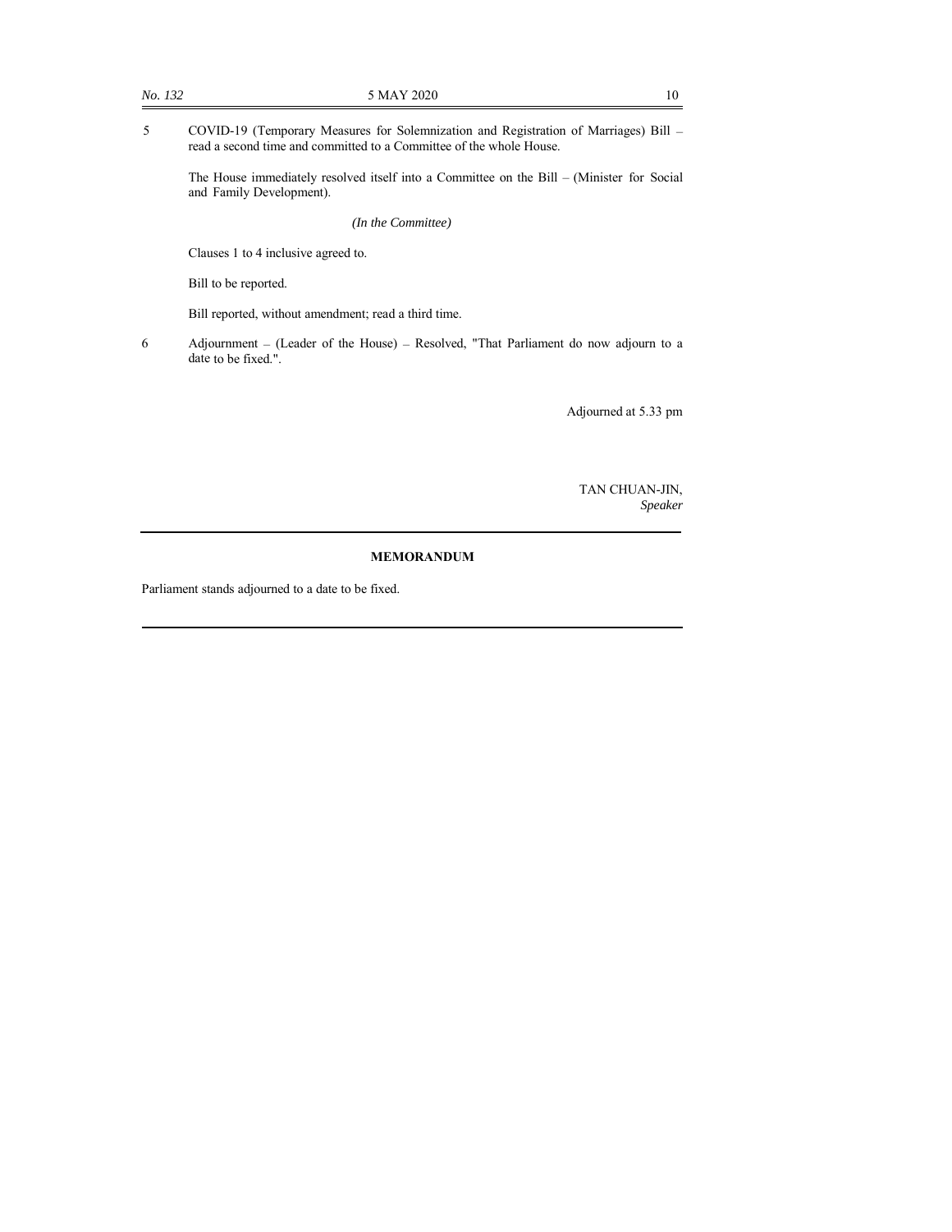5 COVID-19 (Temporary Measures for Solemnization and Registration of Marriages) Bill – read a second time and committed to a Committee of the whole House.

The House immediately resolved itself into a Committee on the Bill – (Minister for Social and Family Development).

*(In the Committee)*

Clauses 1 to 4 inclusive agreed to.

Bill to be reported.

Bill reported, without amendment; read a third time.

6 Adjournment – (Leader of the House) – Resolved, "That Parliament do now adjourn to a date to be fixed.".

Adjourned at 5.33 pm

TAN CHUAN-JIN,
*Speaker*

---

**MEMORANDUM**

Parliament stands adjourned to a date to be fixed.

---